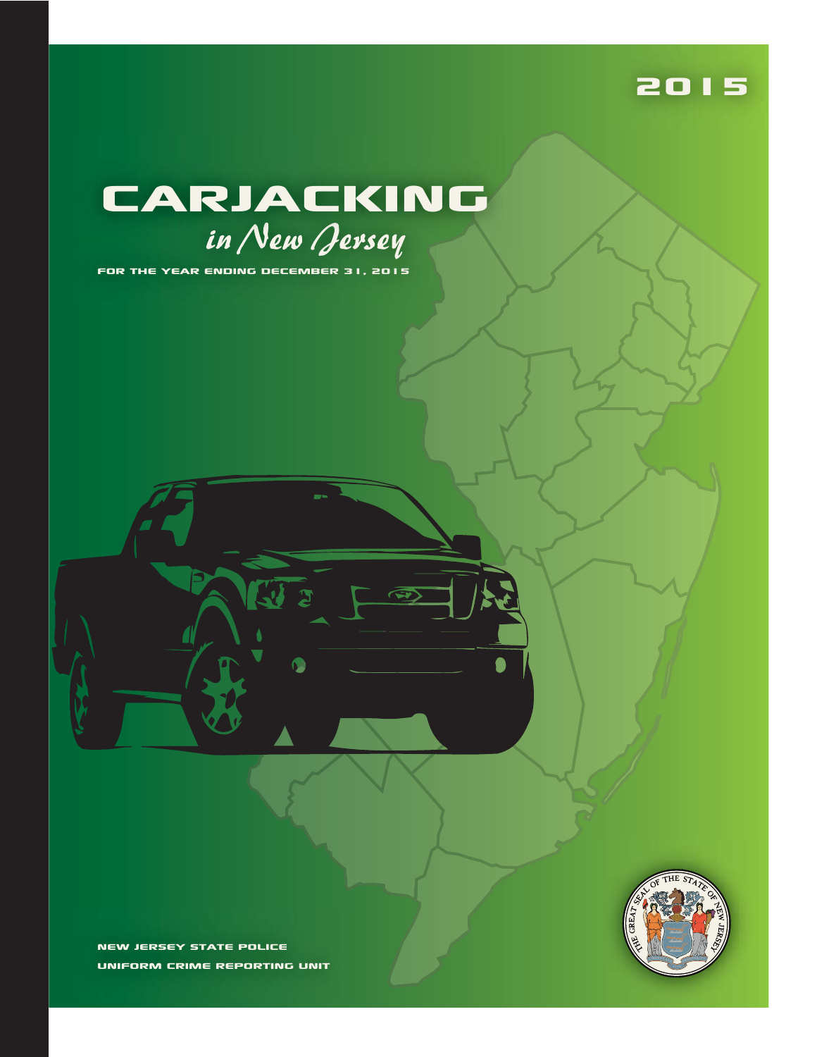2015

# CARJACKING

## *in New Jersey*

FOR THE YEAR ENDING DECEMBER 31, 2015

NEW JERSEY STATE POLICE

UNIFORM CRIME REPORTING UNIT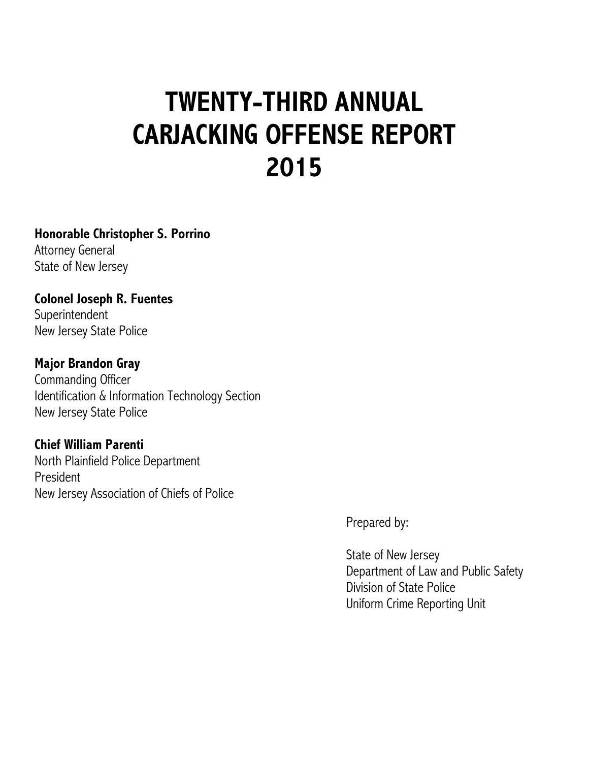# TWENTY-THIRD ANNUAL CARJACKING OFFENSE REPORT 2015

**Honorable Christopher S. Porrino**
Attorney General
State of New Jersey

**Colonel Joseph R. Fuentes**
Superintendent
New Jersey State Police

**Major Brandon Gray**
Commanding Officer
Identification & Information Technology Section
New Jersey State Police

**Chief William Parenti**
North Plainfield Police Department
President
New Jersey Association of Chiefs of Police

Prepared by:

State of New Jersey
Department of Law and Public Safety
Division of State Police
Uniform Crime Reporting Unit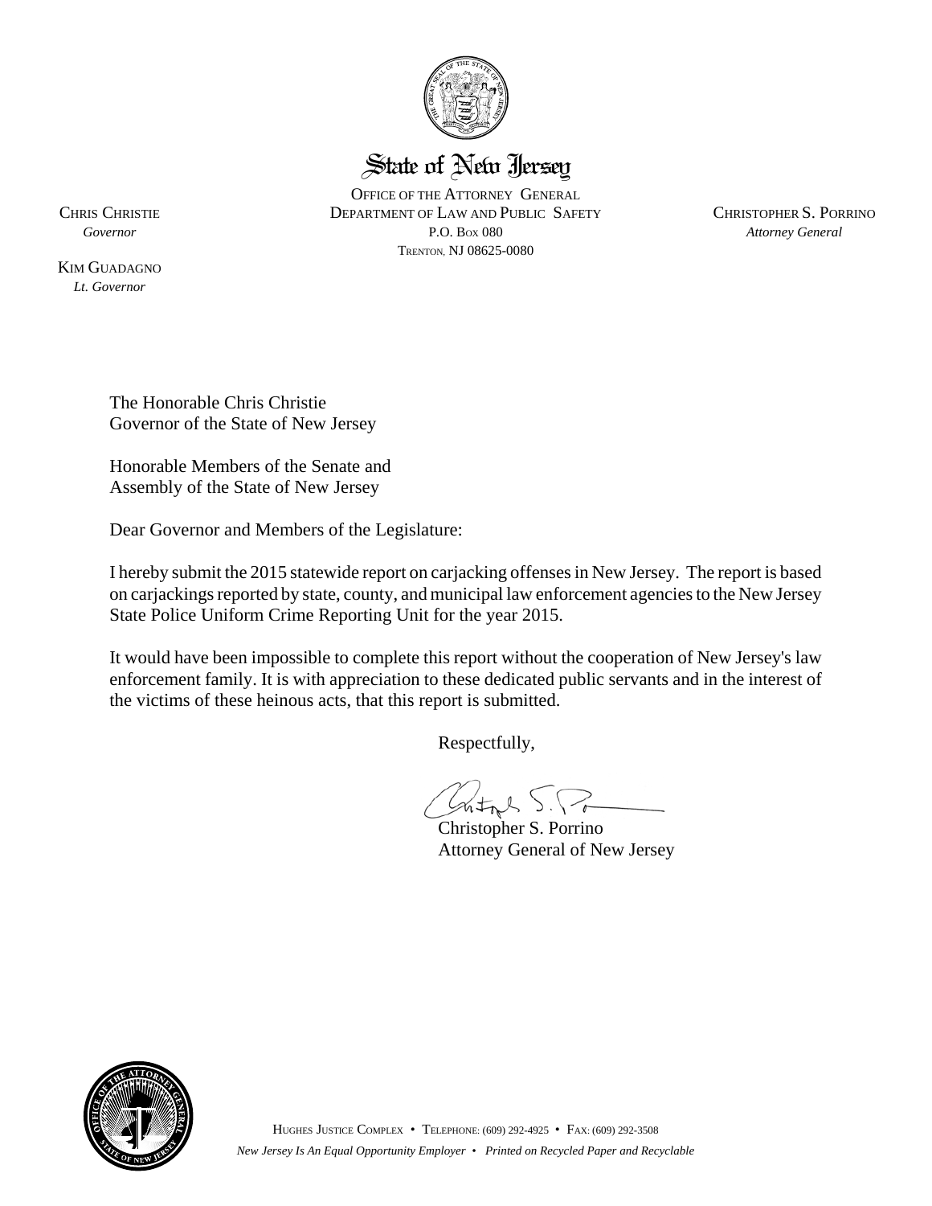State of New Jersey

OFFICE OF THE ATTORNEY GENERAL
DEPARTMENT OF LAW AND PUBLIC SAFETY
P.O. BOX 080
TRENTON, NJ 08625-0080

CHRIS CHRISTIE
*Governor*

KIM GUADAGNO
*Lt. Governor*

CHRISTOPHER S. PORRINO
*Attorney General*

The Honorable Chris Christie
Governor of the State of New Jersey

Honorable Members of the Senate and
Assembly of the State of New Jersey

Dear Governor and Members of the Legislature:

I hereby submit the 2015 statewide report on carjacking offenses in New Jersey. The report is based on carjackings reported by state, county, and municipal law enforcement agencies to the New Jersey State Police Uniform Crime Reporting Unit for the year 2015.

It would have been impossible to complete this report without the cooperation of New Jersey's law enforcement family. It is with appreciation to these dedicated public servants and in the interest of the victims of these heinous acts, that this report is submitted.

Respectfully,

Christopher S. Porrino
Attorney General of New Jersey

HUGHES JUSTICE COMPLEX • TELEPHONE: (609) 292-4925 • FAX: (609) 292-3508
*New Jersey Is An Equal Opportunity Employer • Printed on Recycled Paper and Recyclable*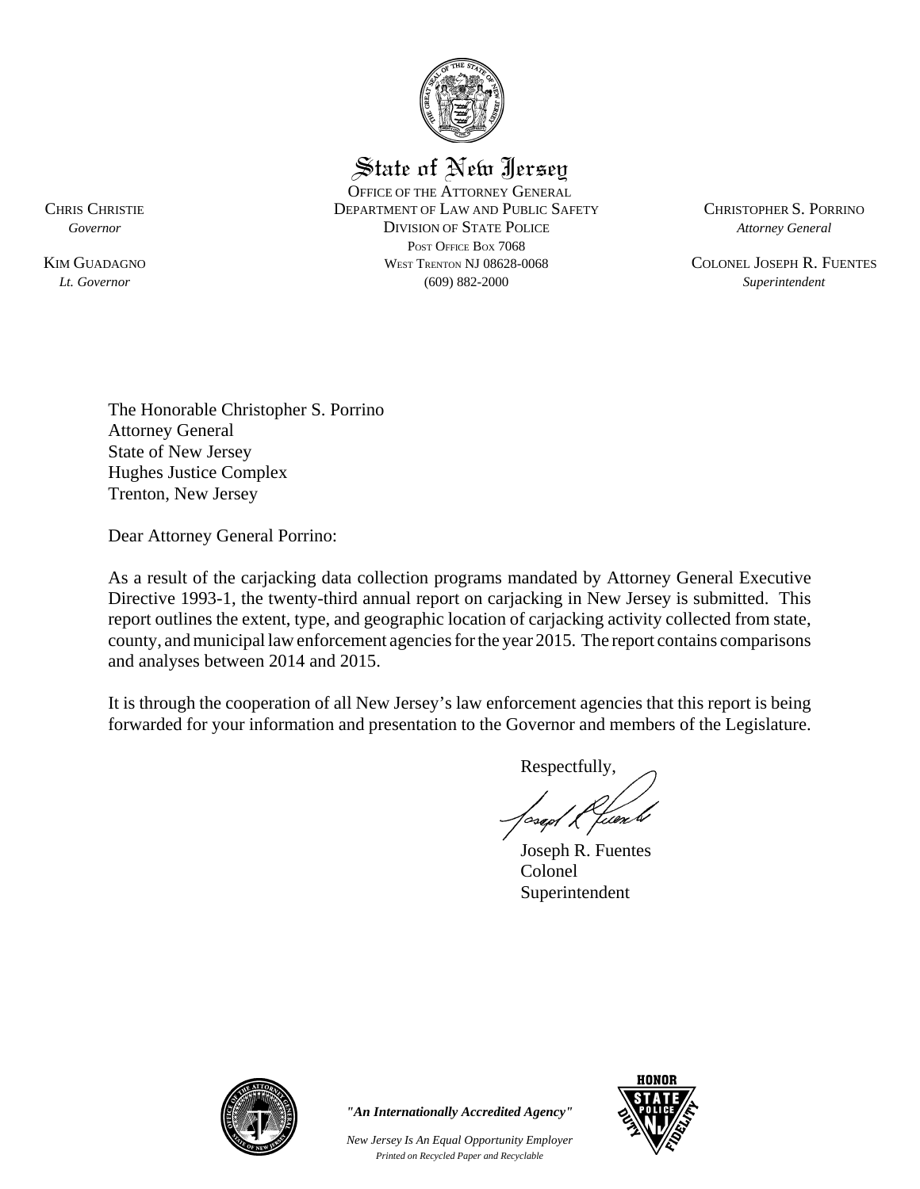# State of New Jersey

OFFICE OF THE ATTORNEY GENERAL
DEPARTMENT OF LAW AND PUBLIC SAFETY
DIVISION OF STATE POLICE
POST OFFICE BOX 7068
WEST TRENTON NJ 08628-0068
(609) 882-2000

CHRIS CHRISTIE
*Governor*

KIM GUADAGNO
*Lt. Governor*

CHRISTOPHER S. PORRINO
*Attorney General*

COLONEL JOSEPH R. FUENTES
*Superintendent*

The Honorable Christopher S. Porrino
Attorney General
State of New Jersey
Hughes Justice Complex
Trenton, New Jersey

Dear Attorney General Porrino:

As a result of the carjacking data collection programs mandated by Attorney General Executive Directive 1993-1, the twenty-third annual report on carjacking in New Jersey is submitted. This report outlines the extent, type, and geographic location of carjacking activity collected from state, county, and municipal law enforcement agencies for the year 2015. The report contains comparisons and analyses between 2014 and 2015.

It is through the cooperation of all New Jersey's law enforcement agencies that this report is being forwarded for your information and presentation to the Governor and members of the Legislature.

Respectfully,

Joseph R. Fuentes
Colonel
Superintendent

*"An Internationally Accredited Agency"*

*New Jersey Is An Equal Opportunity Employer*
*Printed on Recycled Paper and Recyclable*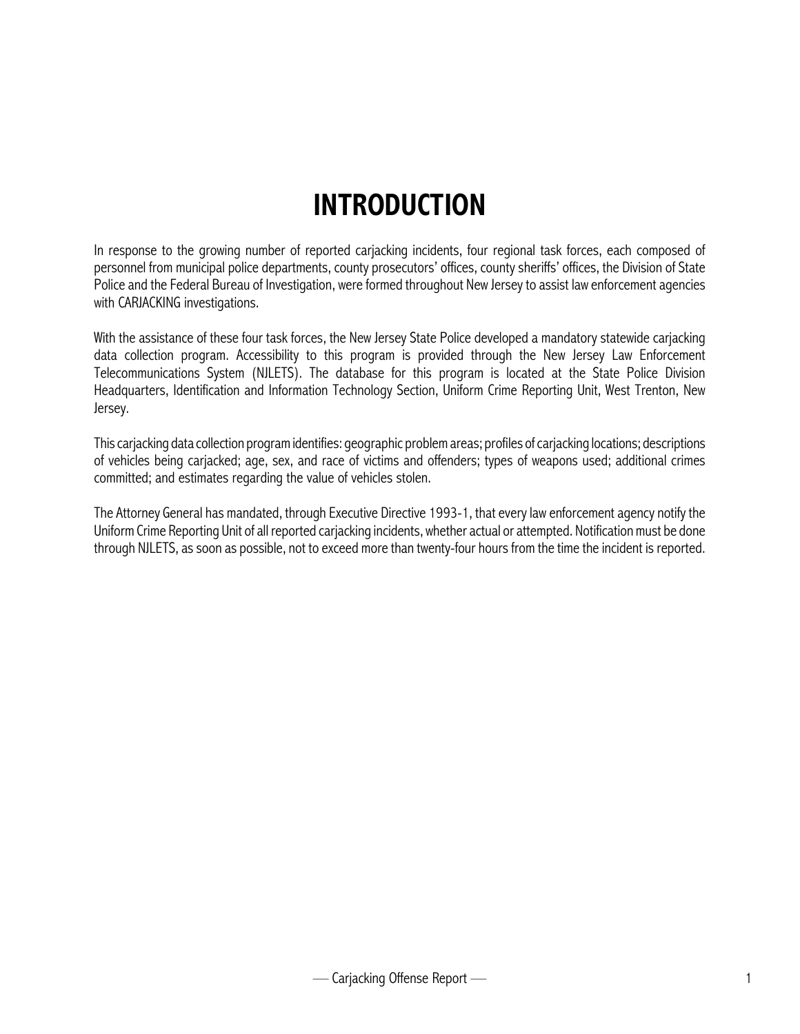# INTRODUCTION

In response to the growing number of reported carjacking incidents, four regional task forces, each composed of personnel from municipal police departments, county prosecutors' offices, county sheriffs' offices, the Division of State Police and the Federal Bureau of Investigation, were formed throughout New Jersey to assist law enforcement agencies with CARJACKING investigations.

With the assistance of these four task forces, the New Jersey State Police developed a mandatory statewide carjacking data collection program. Accessibility to this program is provided through the New Jersey Law Enforcement Telecommunications System (NJLETS). The database for this program is located at the State Police Division Headquarters, Identification and Information Technology Section, Uniform Crime Reporting Unit, West Trenton, New Jersey.

This carjacking data collection program identifies: geographic problem areas; profiles of carjacking locations; descriptions of vehicles being carjacked; age, sex, and race of victims and offenders; types of weapons used; additional crimes committed; and estimates regarding the value of vehicles stolen.

The Attorney General has mandated, through Executive Directive 1993-1, that every law enforcement agency notify the Uniform Crime Reporting Unit of all reported carjacking incidents, whether actual or attempted. Notification must be done through NJLETS, as soon as possible, not to exceed more than twenty-four hours from the time the incident is reported.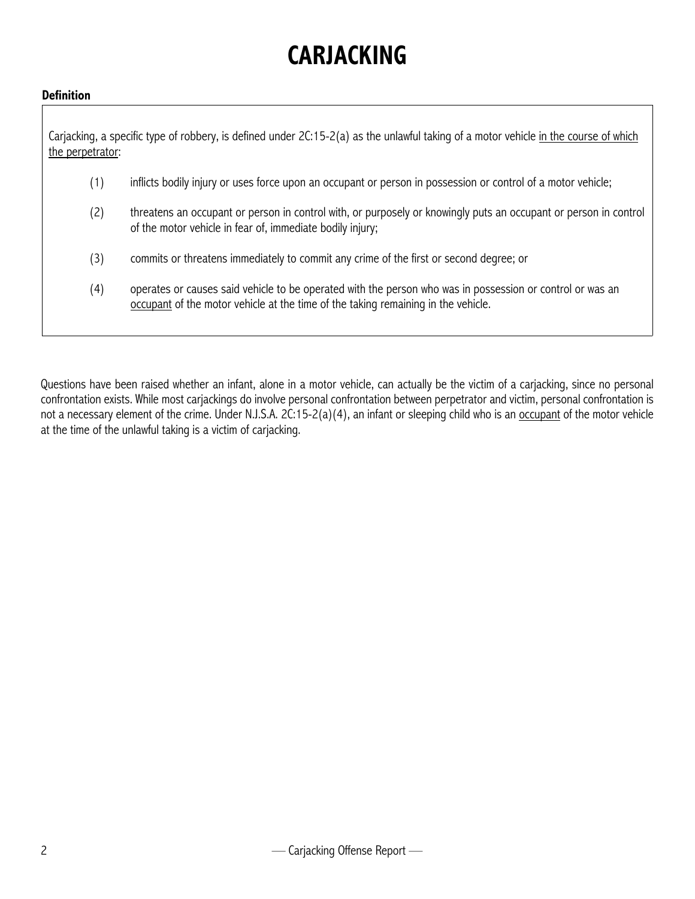# CARJACKING

**Definition**

Carjacking, a specific type of robbery, is defined under 2C:15-2(a) as the unlawful taking of a motor vehicle <u>in the course of which the perpetrator</u>:

(1) inflicts bodily injury or uses force upon an occupant or person in possession or control of a motor vehicle;

(2) threatens an occupant or person in control with, or purposely or knowingly puts an occupant or person in control of the motor vehicle in fear of, immediate bodily injury;

(3) commits or threatens immediately to commit any crime of the first or second degree; or

(4) operates or causes said vehicle to be operated with the person who was in possession or control or was an <u>occupant</u> of the motor vehicle at the time of the taking remaining in the vehicle.

Questions have been raised whether an infant, alone in a motor vehicle, can actually be the victim of a carjacking, since no personal confrontation exists. While most carjackings do involve personal confrontation between perpetrator and victim, personal confrontation is not a necessary element of the crime. Under N.J.S.A. 2C:15-2(a)(4), an infant or sleeping child who is an <u>occupant</u> of the motor vehicle at the time of the unlawful taking is a victim of carjacking.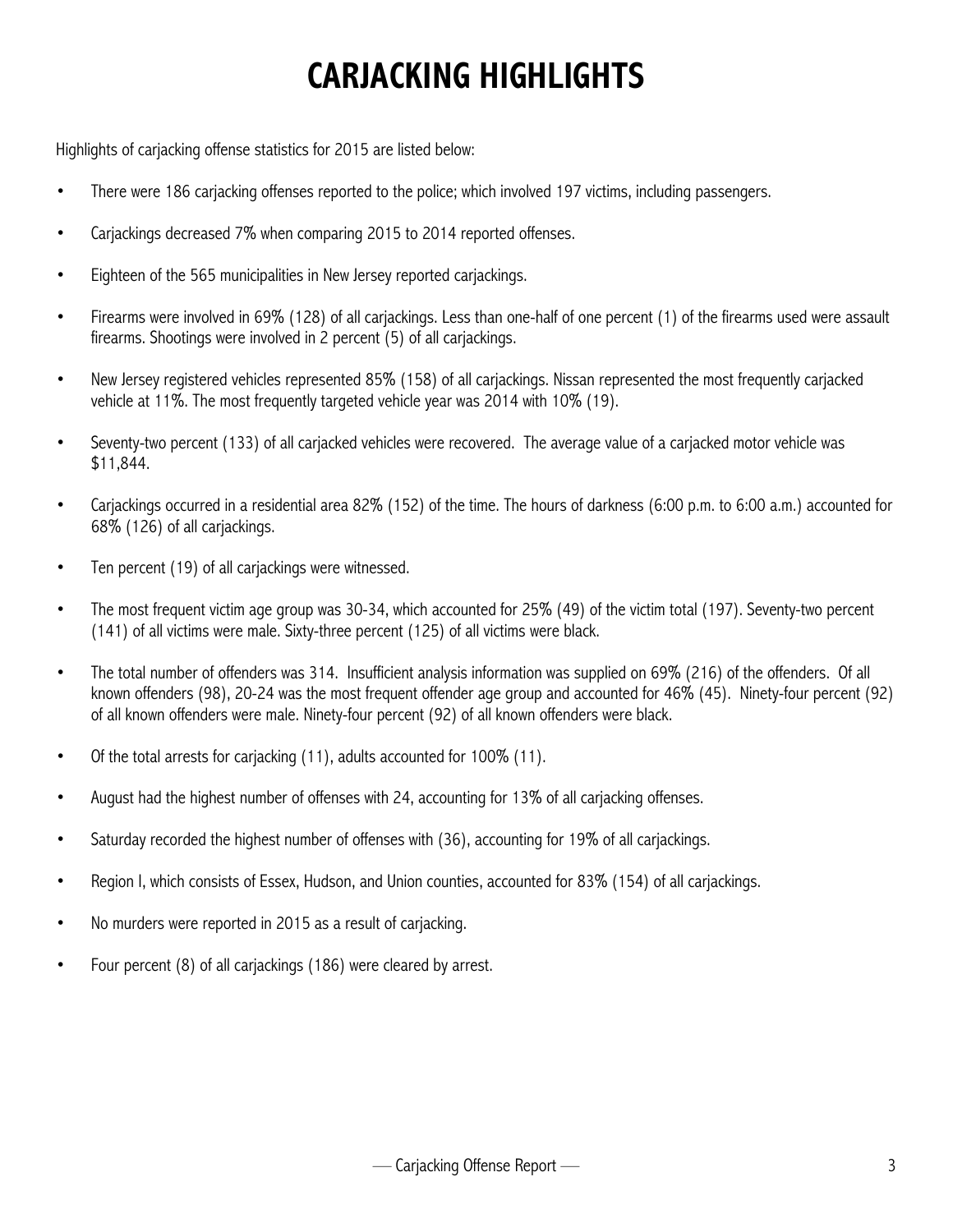# CARJACKING HIGHLIGHTS

Highlights of carjacking offense statistics for 2015 are listed below:

- There were 186 carjacking offenses reported to the police; which involved 197 victims, including passengers.
- Carjackings decreased 7% when comparing 2015 to 2014 reported offenses.
- Eighteen of the 565 municipalities in New Jersey reported carjackings.
- Firearms were involved in 69% (128) of all carjackings. Less than one-half of one percent (1) of the firearms used were assault firearms. Shootings were involved in 2 percent (5) of all carjackings.
- New Jersey registered vehicles represented 85% (158) of all carjackings. Nissan represented the most frequently carjacked vehicle at 11%. The most frequently targeted vehicle year was 2014 with 10% (19).
- Seventy-two percent (133) of all carjacked vehicles were recovered. The average value of a carjacked motor vehicle was $11,844.
- Carjackings occurred in a residential area 82% (152) of the time. The hours of darkness (6:00 p.m. to 6:00 a.m.) accounted for 68% (126) of all carjackings.
- Ten percent (19) of all carjackings were witnessed.
- The most frequent victim age group was 30-34, which accounted for 25% (49) of the victim total (197). Seventy-two percent (141) of all victims were male. Sixty-three percent (125) of all victims were black.
- The total number of offenders was 314. Insufficient analysis information was supplied on 69% (216) of the offenders. Of all known offenders (98), 20-24 was the most frequent offender age group and accounted for 46% (45). Ninety-four percent (92) of all known offenders were male. Ninety-four percent (92) of all known offenders were black.
- Of the total arrests for carjacking (11), adults accounted for 100% (11).
- August had the highest number of offenses with 24, accounting for 13% of all carjacking offenses.
- Saturday recorded the highest number of offenses with (36), accounting for 19% of all carjackings.
- Region I, which consists of Essex, Hudson, and Union counties, accounted for 83% (154) of all carjackings.
- No murders were reported in 2015 as a result of carjacking.
- Four percent (8) of all carjackings (186) were cleared by arrest.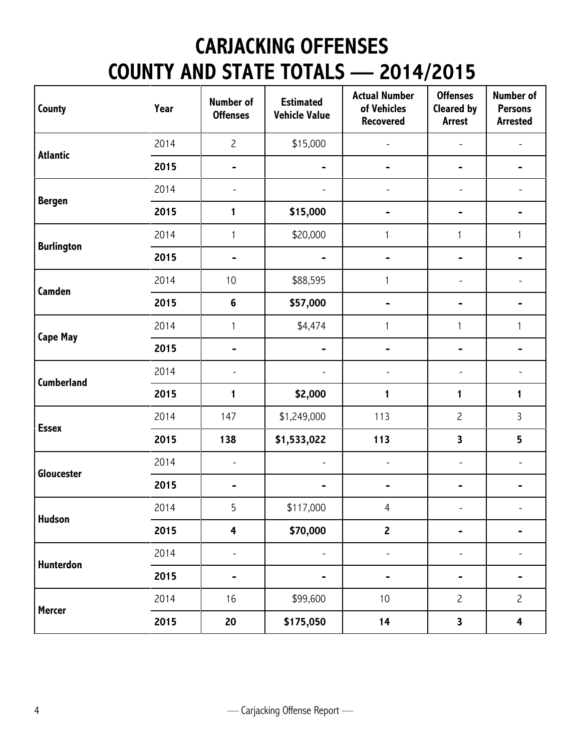# CARJACKING OFFENSES
# COUNTY AND STATE TOTALS — 2014/2015

| County | Year | Number of Offenses | Estimated Vehicle Value | Actual Number of Vehicles Recovered | Offenses Cleared by Arrest | Number of Persons Arrested |
|---|---|---|---|---|---|---|
| Atlantic | 2014 | 2 | $15,000 | - | - | - |
| | **2015** | **-** | **-** | **-** | **-** | **-** |
| Bergen | 2014 | - | - | - | - | - |
| | **2015** | **1** | **$15,000** | **-** | **-** | **-** |
| Burlington | 2014 | 1 | $20,000 | 1 | 1 | 1 |
| | **2015** | **-** | **-** | **-** | **-** | **-** |
| Camden | 2014 | 10 | $88,595 | 1 | - | - |
| | **2015** | **6** | **$57,000** | **-** | **-** | **-** |
| Cape May | 2014 | 1 | $4,474 | 1 | 1 | 1 |
| | **2015** | **-** | **-** | **-** | **-** | **-** |
| Cumberland | 2014 | - | - | - | - | - |
| | **2015** | **1** | **$2,000** | **1** | **1** | **1** |
| Essex | 2014 | 147 | $1,249,000 | 113 | 2 | 3 |
| | **2015** | **138** | **$1,533,022** | **113** | **3** | **5** |
| Gloucester | 2014 | - | - | - | - | - |
| | **2015** | **-** | **-** | **-** | **-** | **-** |
| Hudson | 2014 | 5 | $117,000 | 4 | - | - |
| | **2015** | **4** | **$70,000** | **2** | **-** | **-** |
| Hunterdon | 2014 | - | - | - | - | - |
| | **2015** | **-** | **-** | **-** | **-** | **-** |
| Mercer | 2014 | 16 | $99,600 | 10 | 2 | 2 |
| | **2015** | **20** | **$175,050** | **14** | **3** | **4** |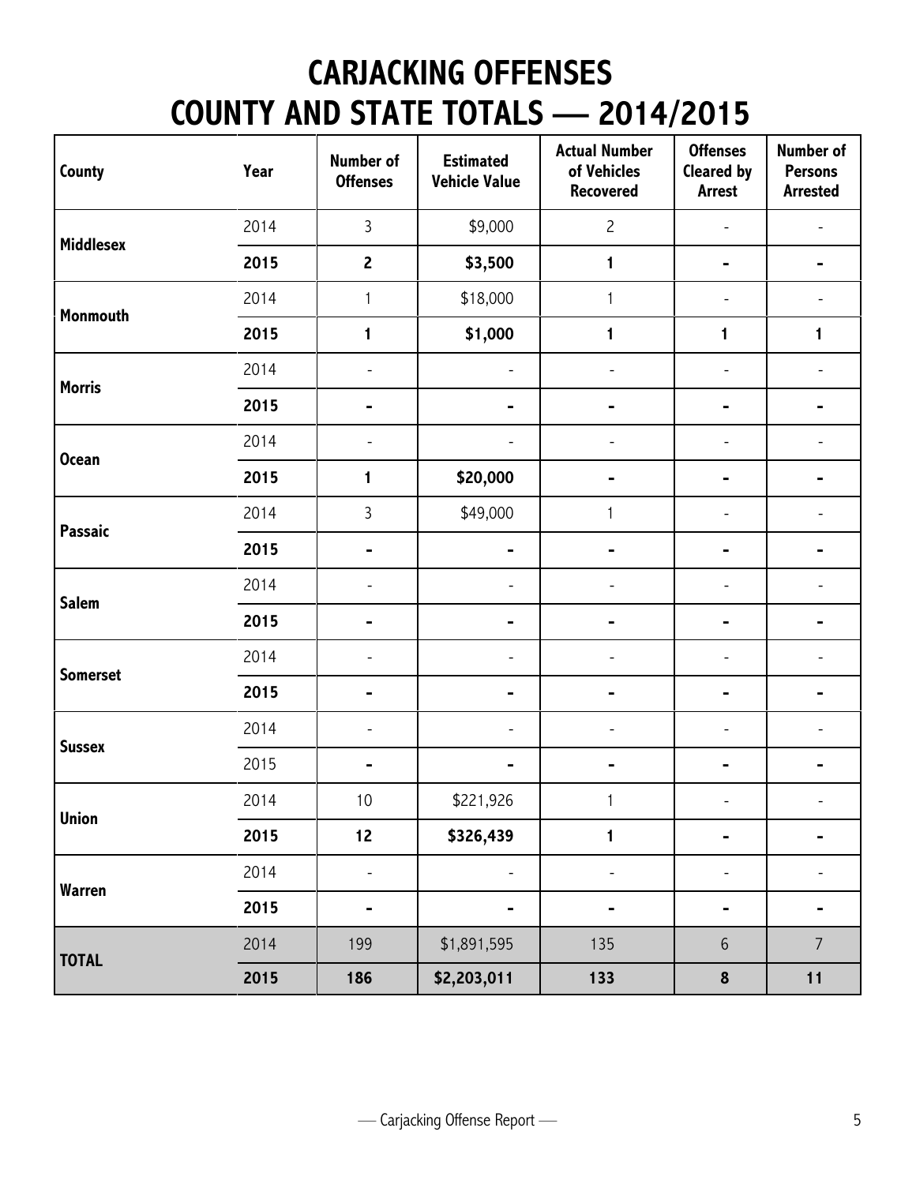# CARJACKING OFFENSES
# COUNTY AND STATE TOTALS — 2014/2015

| County | Year | Number of Offenses | Estimated Vehicle Value | Actual Number of Vehicles Recovered | Offenses Cleared by Arrest | Number of Persons Arrested |
|---|---|---|---|---|---|---|
| Middlesex | 2014 | 3 | $9,000 | 2 | - | - |
| | **2015** | **2** | **$3,500** | **1** | **-** | **-** |
| Monmouth | 2014 | 1 | $18,000 | 1 | - | - |
| | **2015** | **1** | **$1,000** | **1** | **1** | **1** |
| Morris | 2014 | - | - | - | - | - |
| | **2015** | **-** | **-** | **-** | **-** | **-** |
| Ocean | 2014 | - | - | - | - | - |
| | **2015** | **1** | **$20,000** | **-** | **-** | **-** |
| Passaic | 2014 | 3 | $49,000 | 1 | - | - |
| | **2015** | **-** | **-** | **-** | **-** | **-** |
| Salem | 2014 | - | - | - | - | - |
| | **2015** | **-** | **-** | **-** | **-** | **-** |
| Somerset | 2014 | - | - | - | - | - |
| | **2015** | **-** | **-** | **-** | **-** | **-** |
| Sussex | 2014 | - | - | - | - | - |
| | 2015 | **-** | **-** | **-** | **-** | **-** |
| Union | 2014 | 10 | $221,926 | 1 | - | - |
| | **2015** | **12** | **$326,439** | **1** | **-** | **-** |
| Warren | 2014 | - | - | - | - | - |
| | **2015** | **-** | **-** | **-** | **-** | **-** |
| **TOTAL** | 2014 | 199 | $1,891,595 | 135 | 6 | 7 |
| | **2015** | **186** | **$2,203,011** | **133** | **8** | **11** |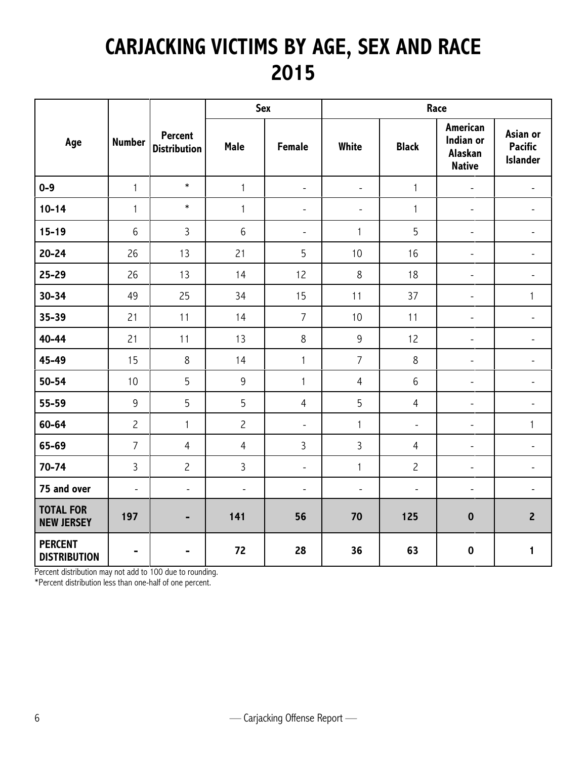# CARJACKING VICTIMS BY AGE, SEX AND RACE 2015

| Age | Number | Percent Distribution | Sex | | Race | | | |
|---|---|---|---|---|---|---|---|---|
| | | | Male | Female | White | Black | American Indian or Alaskan Native | Asian or Pacific Islander |
| 0-9 | 1 | * | 1 | - | - | 1 | - | - |
| 10-14 | 1 | * | 1 | - | - | 1 | - | - |
| 15-19 | 6 | 3 | 6 | - | 1 | 5 | - | - |
| 20-24 | 26 | 13 | 21 | 5 | 10 | 16 | - | - |
| 25-29 | 26 | 13 | 14 | 12 | 8 | 18 | - | - |
| 30-34 | 49 | 25 | 34 | 15 | 11 | 37 | - | 1 |
| 35-39 | 21 | 11 | 14 | 7 | 10 | 11 | - | - |
| 40-44 | 21 | 11 | 13 | 8 | 9 | 12 | - | - |
| 45-49 | 15 | 8 | 14 | 1 | 7 | 8 | - | - |
| 50-54 | 10 | 5 | 9 | 1 | 4 | 6 | - | - |
| 55-59 | 9 | 5 | 5 | 4 | 5 | 4 | - | - |
| 60-64 | 2 | 1 | 2 | - | 1 | - | - | 1 |
| 65-69 | 7 | 4 | 4 | 3 | 3 | 4 | - | - |
| 70-74 | 3 | 2 | 3 | - | 1 | 2 | - | - |
| 75 and over | - | - | - | - | - | - | - | - |
| **TOTAL FOR NEW JERSEY** | **197** | **-** | **141** | **56** | **70** | **125** | **0** | **2** |
| **PERCENT DISTRIBUTION** | **-** | **-** | **72** | **28** | **36** | **63** | **0** | **1** |

Percent distribution may not add to 100 due to rounding.

*Percent distribution less than one-half of one percent.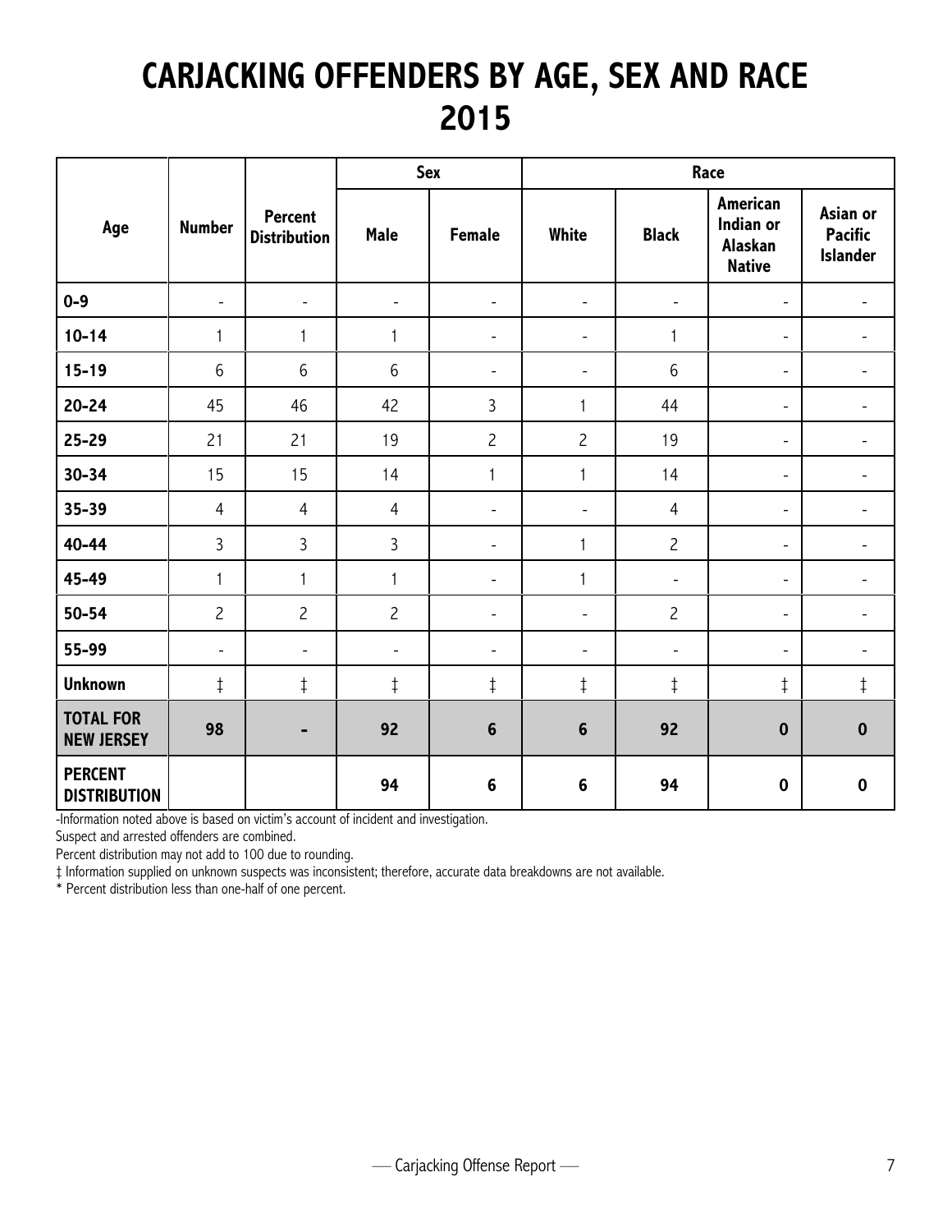# CARJACKING OFFENDERS BY AGE, SEX AND RACE 2015

| Age | Number | Percent Distribution | Sex | | Race | | | |
|---|---|---|---|---|---|---|---|---|
| | | | Male | Female | White | Black | American Indian or Alaskan Native | Asian or Pacific Islander |
| 0-9 | - | - | - | - | - | - | - | - |
| 10-14 | 1 | 1 | 1 | - | - | 1 | - | - |
| 15-19 | 6 | 6 | 6 | - | - | 6 | - | - |
| 20-24 | 45 | 46 | 42 | 3 | 1 | 44 | - | - |
| 25-29 | 21 | 21 | 19 | 2 | 2 | 19 | - | - |
| 30-34 | 15 | 15 | 14 | 1 | 1 | 14 | - | - |
| 35-39 | 4 | 4 | 4 | - | - | 4 | - | - |
| 40-44 | 3 | 3 | 3 | - | 1 | 2 | - | - |
| 45-49 | 1 | 1 | 1 | - | 1 | - | - | - |
| 50-54 | 2 | 2 | 2 | - | - | 2 | - | - |
| 55-99 | - | - | - | - | - | - | - | - |
| Unknown | ‡ | ‡ | ‡ | ‡ | ‡ | ‡ | ‡ | ‡ |
| **TOTAL FOR NEW JERSEY** | **98** | **-** | **92** | **6** | **6** | **92** | **0** | **0** |
| **PERCENT DISTRIBUTION** | | | **94** | **6** | **6** | **94** | **0** | **0** |

-Information noted above is based on victim's account of incident and investigation.

Suspect and arrested offenders are combined.

Percent distribution may not add to 100 due to rounding.

‡ Information supplied on unknown suspects was inconsistent; therefore, accurate data breakdowns are not available.

* Percent distribution less than one-half of one percent.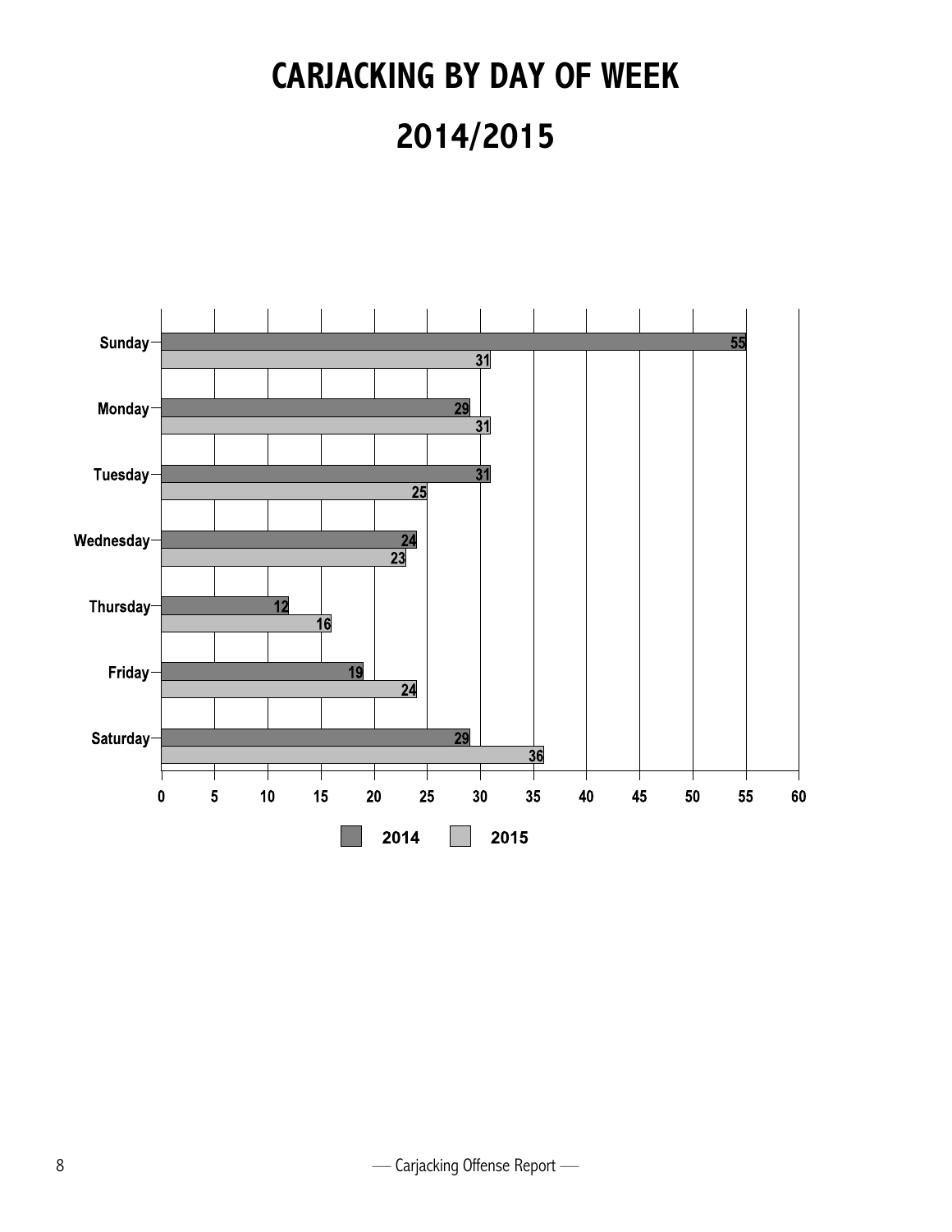# CARJACKING BY DAY OF WEEK

# 2014/2015

| Day | 2014 | 2015 |
|---|---|---|
| Sunday | 55 | 31 |
| Monday | 29 | 31 |
| Tuesday | 31 | 25 |
| Wednesday | 24 | 23 |
| Thursday | 12 | 16 |
| Friday | 19 | 24 |
| Saturday | 29 | 36 |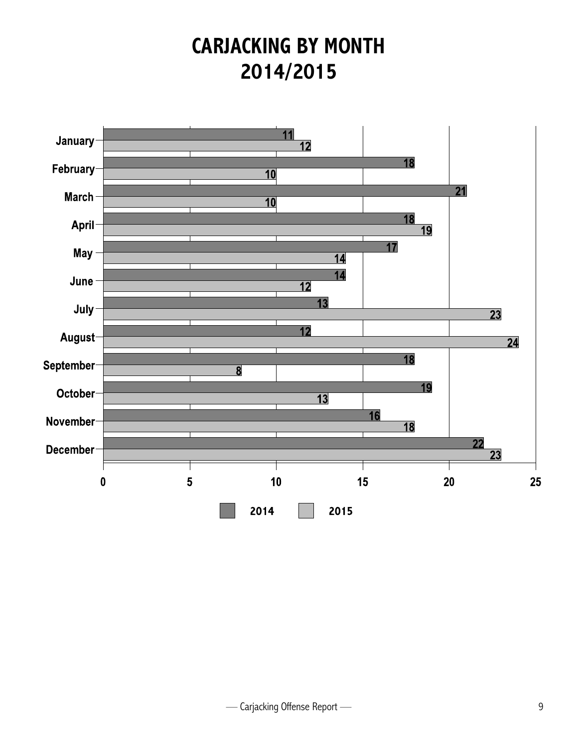# CARJACKING BY MONTH
# 2014/2015

| Month | 2014 | 2015 |
|---|---|---|
| January | 11 | 12 |
| February | 18 | 10 |
| March | 21 | 10 |
| April | 18 | 19 |
| May | 17 | 14 |
| June | 14 | 12 |
| July | 13 | 23 |
| August | 12 | 24 |
| September | 18 | 8 |
| October | 19 | 13 |
| November | 16 | 18 |
| December | 22 | 23 |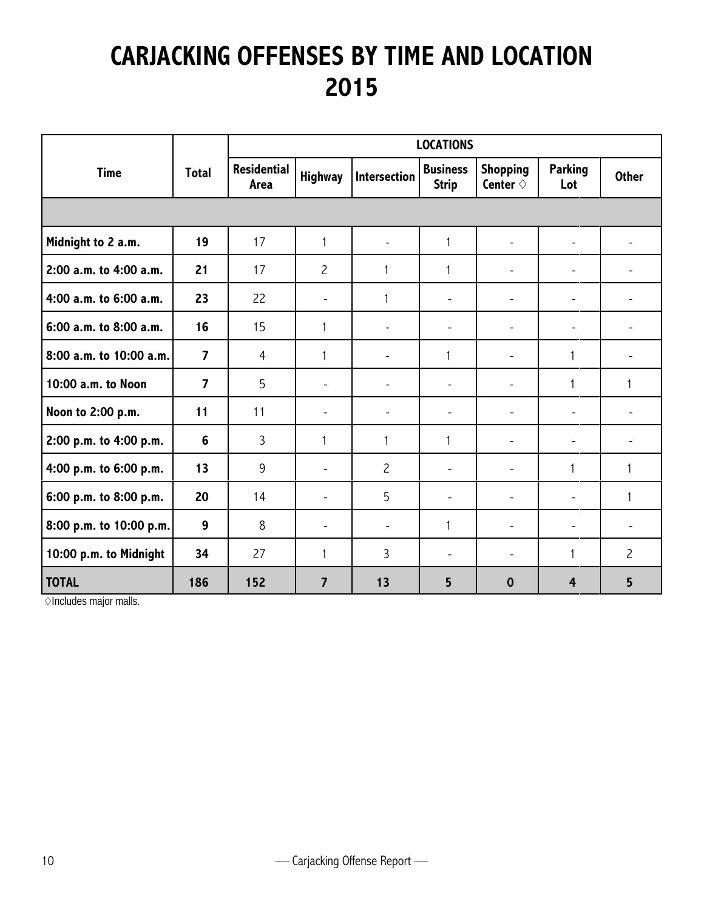# CARJACKING OFFENSES BY TIME AND LOCATION 2015

| Time | Total | LOCATIONS | | | | | | |
|---|---|---|---|---|---|---|---|---|
| | | Residential Area | Highway | Intersection | Business Strip | Shopping Center ◊ | Parking Lot | Other |
| | | | | | | | | |
| Midnight to 2 a.m. | 19 | 17 | 1 | - | 1 | - | - | - |
| 2:00 a.m. to 4:00 a.m. | 21 | 17 | 2 | 1 | 1 | - | - | - |
| 4:00 a.m. to 6:00 a.m. | 23 | 22 | - | 1 | - | - | - | - |
| 6:00 a.m. to 8:00 a.m. | 16 | 15 | 1 | - | - | - | - | - |
| 8:00 a.m. to 10:00 a.m. | 7 | 4 | 1 | - | 1 | - | 1 | - |
| 10:00 a.m. to Noon | 7 | 5 | - | - | - | - | 1 | 1 |
| Noon to 2:00 p.m. | 11 | 11 | - | - | - | - | - | - |
| 2:00 p.m. to 4:00 p.m. | 6 | 3 | 1 | 1 | 1 | - | - | - |
| 4:00 p.m. to 6:00 p.m. | 13 | 9 | - | 2 | - | - | 1 | 1 |
| 6:00 p.m. to 8:00 p.m. | 20 | 14 | - | 5 | - | - | - | 1 |
| 8:00 p.m. to 10:00 p.m. | 9 | 8 | - | - | 1 | - | - | - |
| 10:00 p.m. to Midnight | 34 | 27 | 1 | 3 | - | - | 1 | 2 |
| **TOTAL** | **186** | **152** | **7** | **13** | **5** | **0** | **4** | **5** |

◊Includes major malls.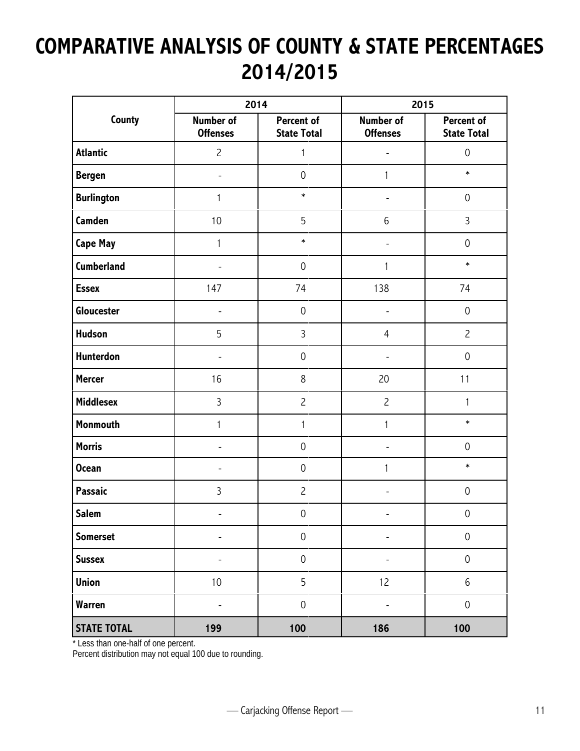# COMPARATIVE ANALYSIS OF COUNTY & STATE PERCENTAGES 2014/2015

| County | 2014 | | 2015 | |
|---|---|---|---|---|
| | Number of Offenses | Percent of State Total | Number of Offenses | Percent of State Total |
| **Atlantic** | 2 | 1 | - | 0 |
| **Bergen** | - | 0 | 1 | * |
| **Burlington** | 1 | * | - | 0 |
| **Camden** | 10 | 5 | 6 | 3 |
| **Cape May** | 1 | * | - | 0 |
| **Cumberland** | - | 0 | 1 | * |
| **Essex** | 147 | 74 | 138 | 74 |
| **Gloucester** | - | 0 | - | 0 |
| **Hudson** | 5 | 3 | 4 | 2 |
| **Hunterdon** | - | 0 | - | 0 |
| **Mercer** | 16 | 8 | 20 | 11 |
| **Middlesex** | 3 | 2 | 2 | 1 |
| **Monmouth** | 1 | 1 | 1 | * |
| **Morris** | - | 0 | - | 0 |
| **Ocean** | - | 0 | 1 | * |
| **Passaic** | 3 | 2 | - | 0 |
| **Salem** | - | 0 | - | 0 |
| **Somerset** | - | 0 | - | 0 |
| **Sussex** | - | 0 | - | 0 |
| **Union** | 10 | 5 | 12 | 6 |
| **Warren** | - | 0 | - | 0 |
| **STATE TOTAL** | **199** | **100** | **186** | **100** |

* Less than one-half of one percent.
Percent distribution may not equal 100 due to rounding.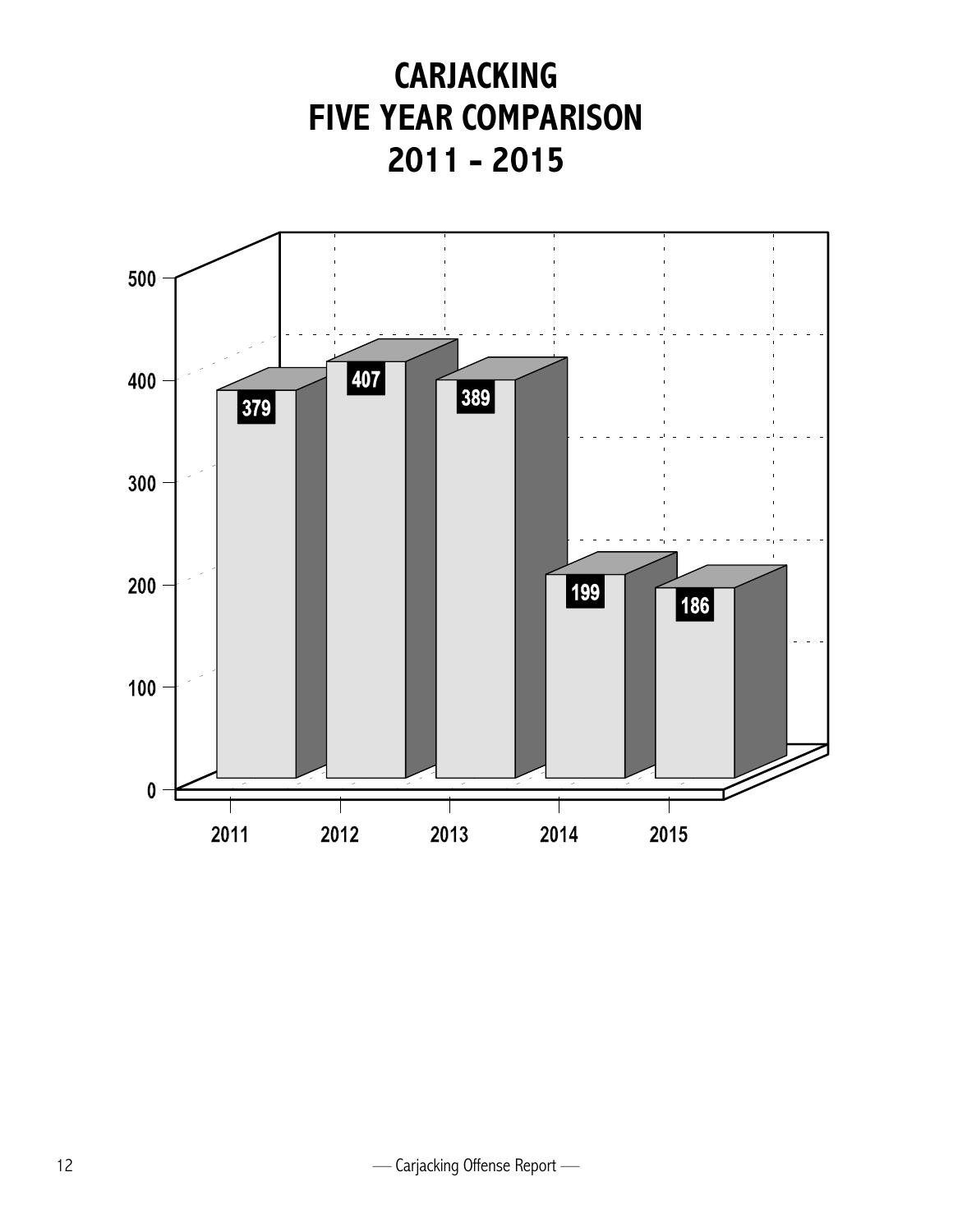# CARJACKING
# FIVE YEAR COMPARISON
# 2011 - 2015

| Year | Carjackings |
|---|---|
| 2011 | 379 |
| 2012 | 407 |
| 2013 | 389 |
| 2014 | 199 |
| 2015 | 186 |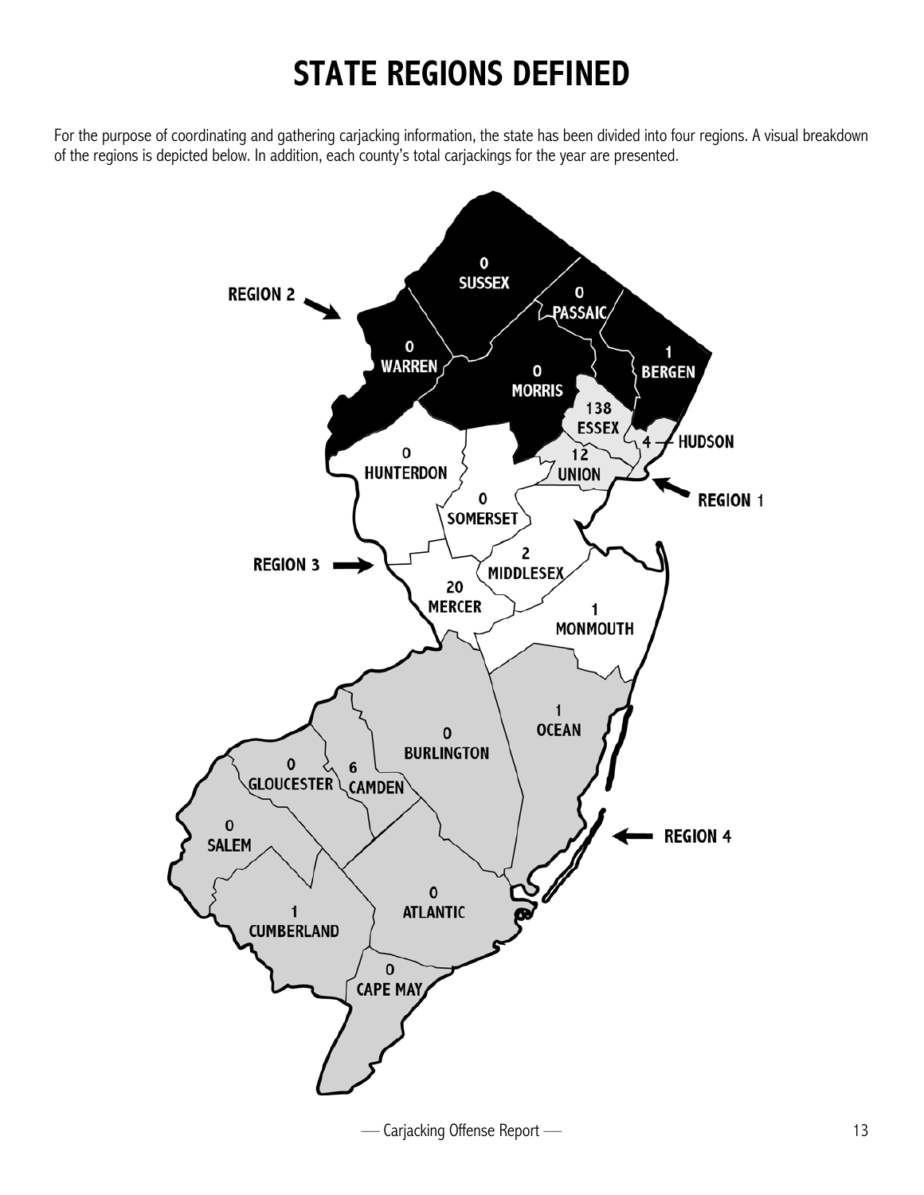# STATE REGIONS DEFINED

For the purpose of coordinating and gathering carjacking information, the state has been divided into four regions. A visual breakdown of the regions is depicted below. In addition, each county's total carjackings for the year are presented.

REGION 2

0 SUSSEX

0 PASSAIC

0 WARREN

0 MORRIS

1 BERGEN

138 ESSEX

4 HUDSON

12 UNION

REGION 1

0 HUNTERDON

0 SOMERSET

REGION 3

2 MIDDLESEX

20 MERCER

1 MONMOUTH

1 OCEAN

0 BURLINGTON

0 GLOUCESTER

6 CAMDEN

REGION 4

0 SALEM

1 CUMBERLAND

0 ATLANTIC

0 CAPE MAY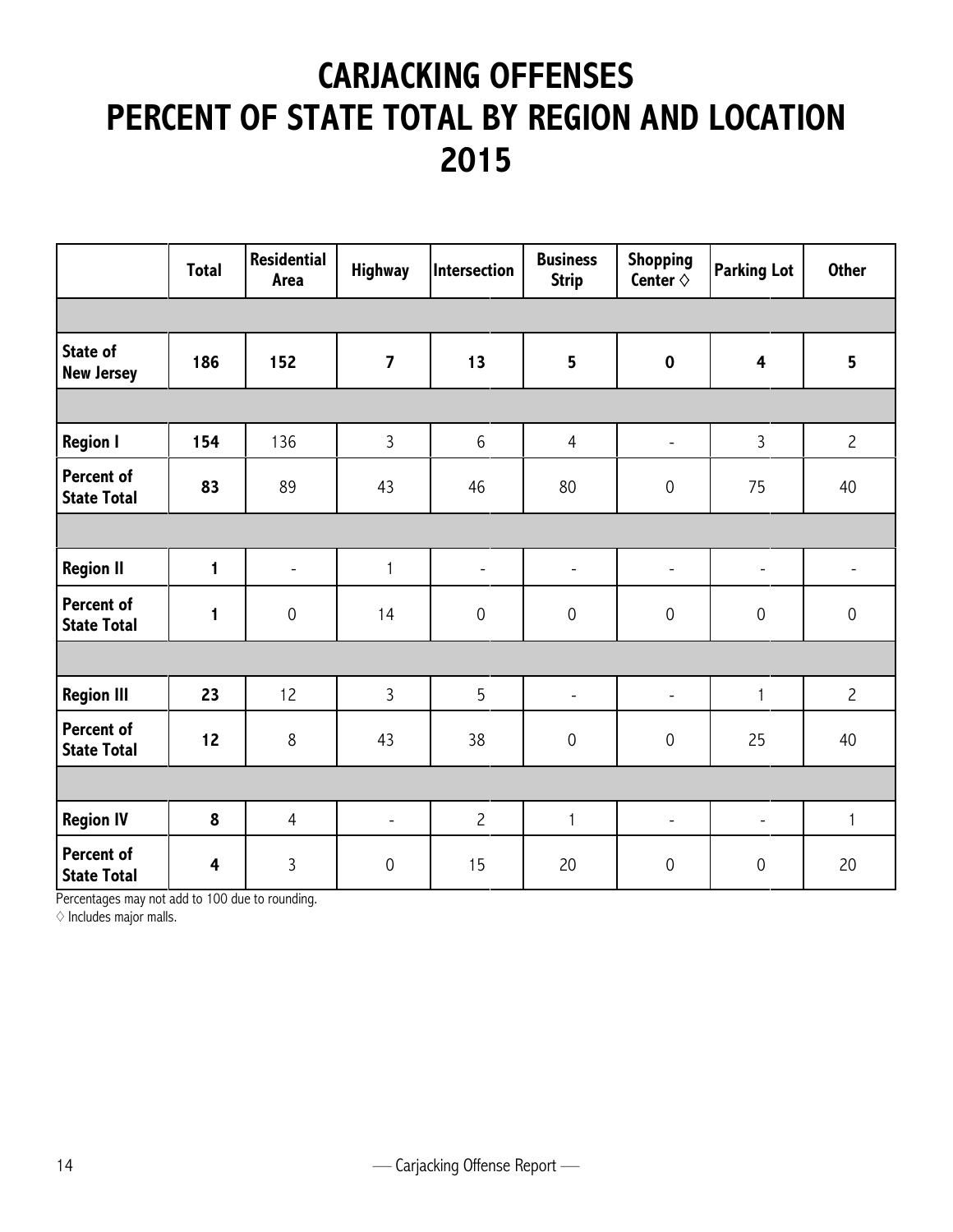# CARJACKING OFFENSES
# PERCENT OF STATE TOTAL BY REGION AND LOCATION
# 2015

| | Total | Residential Area | Highway | Intersection | Business Strip | Shopping Center ◊ | Parking Lot | Other |
|---|---|---|---|---|---|---|---|---|
| **State of New Jersey** | **186** | **152** | **7** | **13** | **5** | **0** | **4** | **5** |
| **Region I** | **154** | 136 | 3 | 6 | 4 | - | 3 | 2 |
| **Percent of State Total** | **83** | 89 | 43 | 46 | 80 | 0 | 75 | 40 |
| **Region II** | **1** | - | 1 | - | - | - | - | - |
| **Percent of State Total** | **1** | 0 | 14 | 0 | 0 | 0 | 0 | 0 |
| **Region III** | **23** | 12 | 3 | 5 | - | - | 1 | 2 |
| **Percent of State Total** | **12** | 8 | 43 | 38 | 0 | 0 | 25 | 40 |
| **Region IV** | **8** | 4 | - | 2 | 1 | - | - | 1 |
| **Percent of State Total** | **4** | 3 | 0 | 15 | 20 | 0 | 0 | 20 |

Percentages may not add to 100 due to rounding.

◊ Includes major malls.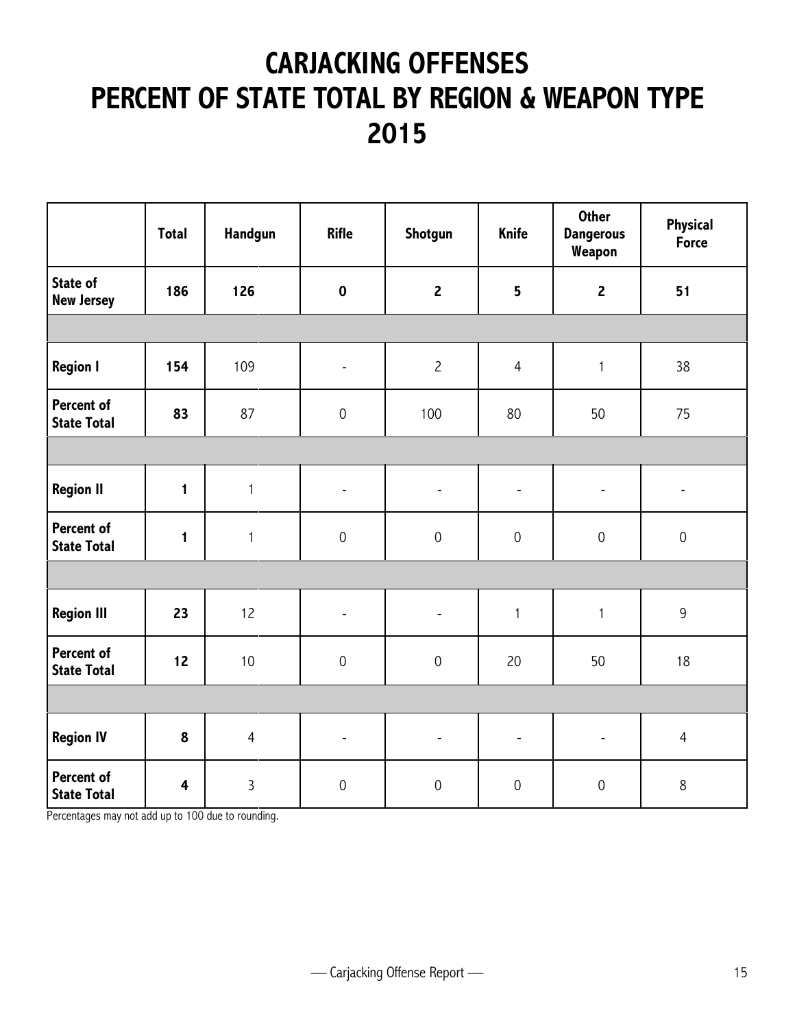# CARJACKING OFFENSES PERCENT OF STATE TOTAL BY REGION & WEAPON TYPE 2015

| | Total | Handgun | Rifle | Shotgun | Knife | Other Dangerous Weapon | Physical Force |
|---|---|---|---|---|---|---|---|
| **State of New Jersey** | **186** | **126** | **0** | **2** | **5** | **2** | **51** |
| | | | | | | | |
| **Region I** | **154** | 109 | - | 2 | 4 | 1 | 38 |
| **Percent of State Total** | **83** | 87 | 0 | 100 | 80 | 50 | 75 |
| | | | | | | | |
| **Region II** | **1** | 1 | - | - | - | - | - |
| **Percent of State Total** | **1** | 1 | 0 | 0 | 0 | 0 | 0 |
| | | | | | | | |
| **Region III** | **23** | 12 | - | - | 1 | 1 | 9 |
| **Percent of State Total** | **12** | 10 | 0 | 0 | 20 | 50 | 18 |
| | | | | | | | |
| **Region IV** | **8** | 4 | - | - | - | - | 4 |
| **Percent of State Total** | **4** | 3 | 0 | 0 | 0 | 0 | 8 |

Percentages may not add up to 100 due to rounding.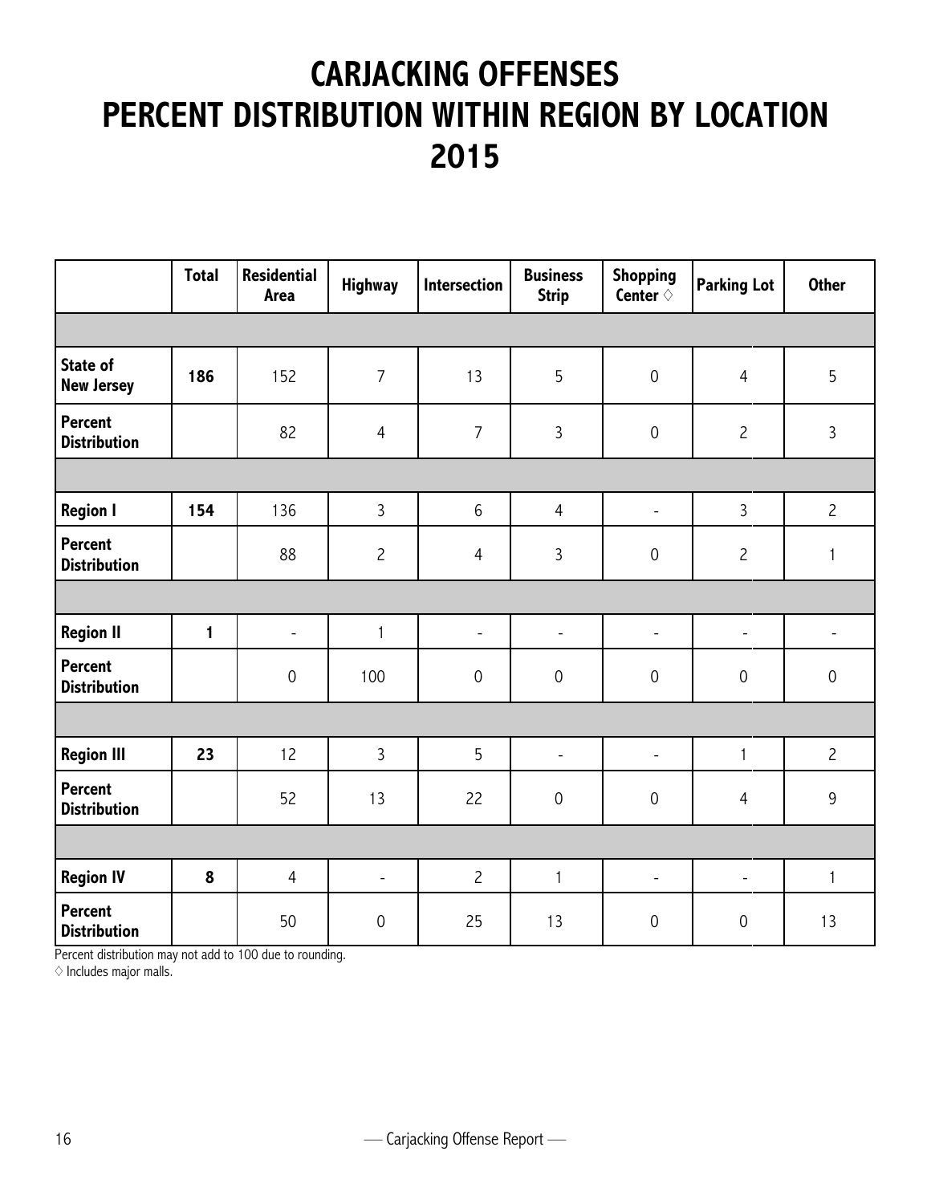# CARJACKING OFFENSES
# PERCENT DISTRIBUTION WITHIN REGION BY LOCATION
# 2015

| | Total | Residential Area | Highway | Intersection | Business Strip | Shopping Center ◊ | Parking Lot | Other |
|---|---|---|---|---|---|---|---|---|
| | | | | | | | | |
| **State of New Jersey** | **186** | 152 | 7 | 13 | 5 | 0 | 4 | 5 |
| **Percent Distribution** | | 82 | 4 | 7 | 3 | 0 | 2 | 3 |
| | | | | | | | | |
| **Region I** | **154** | 136 | 3 | 6 | 4 | - | 3 | 2 |
| **Percent Distribution** | | 88 | 2 | 4 | 3 | 0 | 2 | 1 |
| | | | | | | | | |
| **Region II** | **1** | - | 1 | - | - | - | - | - |
| **Percent Distribution** | | 0 | 100 | 0 | 0 | 0 | 0 | 0 |
| | | | | | | | | |
| **Region III** | **23** | 12 | 3 | 5 | - | - | 1 | 2 |
| **Percent Distribution** | | 52 | 13 | 22 | 0 | 0 | 4 | 9 |
| | | | | | | | | |
| **Region IV** | **8** | 4 | - | 2 | 1 | - | - | 1 |
| **Percent Distribution** | | 50 | 0 | 25 | 13 | 0 | 0 | 13 |

Percent distribution may not add to 100 due to rounding.

◊ Includes major malls.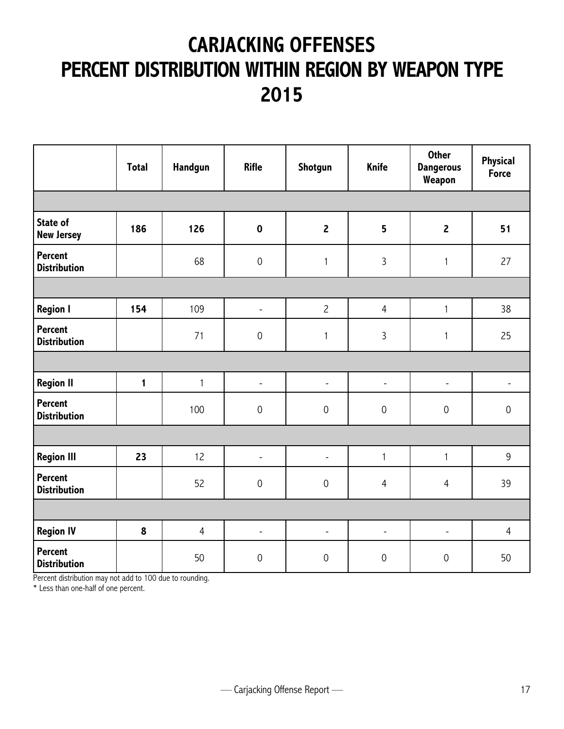# CARJACKING OFFENSES
# PERCENT DISTRIBUTION WITHIN REGION BY WEAPON TYPE
# 2015

| | Total | Handgun | Rifle | Shotgun | Knife | Other Dangerous Weapon | Physical Force |
|---|---|---|---|---|---|---|---|
| | | | | | | | |
| **State of New Jersey** | **186** | **126** | **0** | **2** | **5** | **2** | **51** |
| **Percent Distribution** | | 68 | 0 | 1 | 3 | 1 | 27 |
| | | | | | | | |
| **Region I** | **154** | 109 | - | 2 | 4 | 1 | 38 |
| **Percent Distribution** | | 71 | 0 | 1 | 3 | 1 | 25 |
| | | | | | | | |
| **Region II** | **1** | 1 | - | - | - | - | - |
| **Percent Distribution** | | 100 | 0 | 0 | 0 | 0 | 0 |
| | | | | | | | |
| **Region III** | **23** | 12 | - | - | 1 | 1 | 9 |
| **Percent Distribution** | | 52 | 0 | 0 | 4 | 4 | 39 |
| | | | | | | | |
| **Region IV** | **8** | 4 | - | - | - | - | 4 |
| **Percent Distribution** | | 50 | 0 | 0 | 0 | 0 | 50 |

Percent distribution may not add to 100 due to rounding.

* Less than one-half of one percent.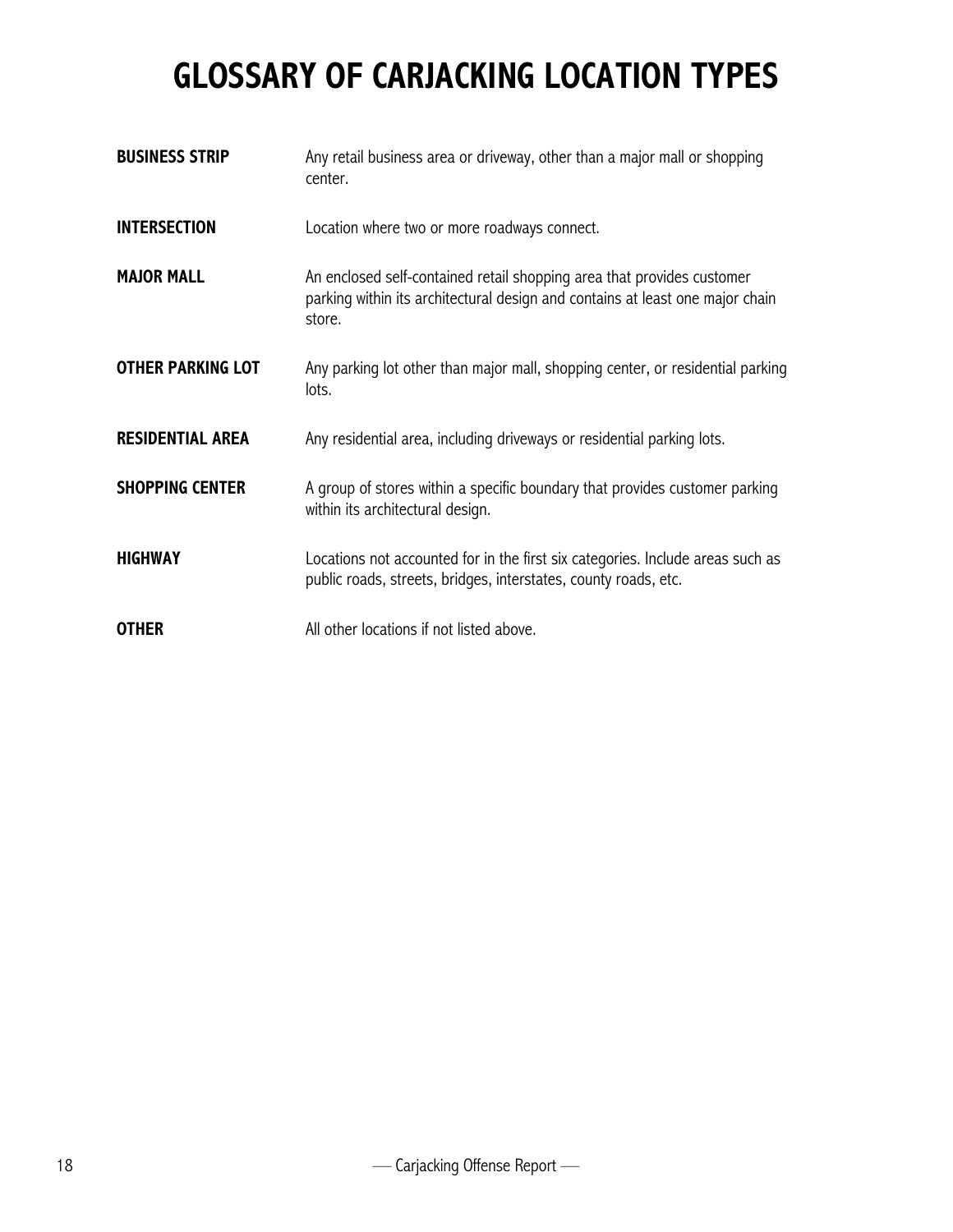# GLOSSARY OF CARJACKING LOCATION TYPES

**BUSINESS STRIP** — Any retail business area or driveway, other than a major mall or shopping center.

**INTERSECTION** — Location where two or more roadways connect.

**MAJOR MALL** — An enclosed self-contained retail shopping area that provides customer parking within its architectural design and contains at least one major chain store.

**OTHER PARKING LOT** — Any parking lot other than major mall, shopping center, or residential parking lots.

**RESIDENTIAL AREA** — Any residential area, including driveways or residential parking lots.

**SHOPPING CENTER** — A group of stores within a specific boundary that provides customer parking within its architectural design.

**HIGHWAY** — Locations not accounted for in the first six categories. Include areas such as public roads, streets, bridges, interstates, county roads, etc.

**OTHER** — All other locations if not listed above.